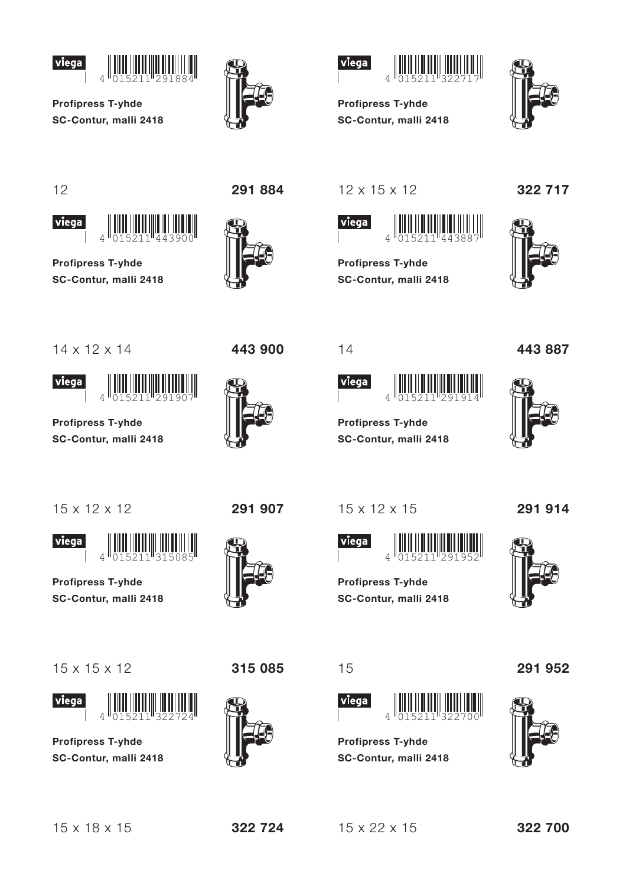viega

4 015211 291884

**Profipress T-yhde**
**SC-Contur, malli 2418**

12 **291 884**

viega

4 015211 322717

**Profipress T-yhde**
**SC-Contur, malli 2418**

12 x 15 x 12 **322 717**

viega

4 015211 443900

**Profipress T-yhde**
**SC-Contur, malli 2418**

14 x 12 x 14 **443 900**

viega

4 015211 443887

**Profipress T-yhde**
**SC-Contur, malli 2418**

14 **443 887**

viega

4 015211 291907

**Profipress T-yhde**
**SC-Contur, malli 2418**

15 x 12 x 12 **291 907**

viega

4 015211 291914

**Profipress T-yhde**
**SC-Contur, malli 2418**

15 x 12 x 15 **291 914**

viega

4 015211 315085

**Profipress T-yhde**
**SC-Contur, malli 2418**

15 x 15 x 12 **315 085**

viega

4 015211 291952

**Profipress T-yhde**
**SC-Contur, malli 2418**

15 **291 952**

viega

4 015211 322724

**Profipress T-yhde**
**SC-Contur, malli 2418**

15 x 18 x 15 **322 724**

viega

4 015211 322700

**Profipress T-yhde**
**SC-Contur, malli 2418**

15 x 22 x 15 **322 700**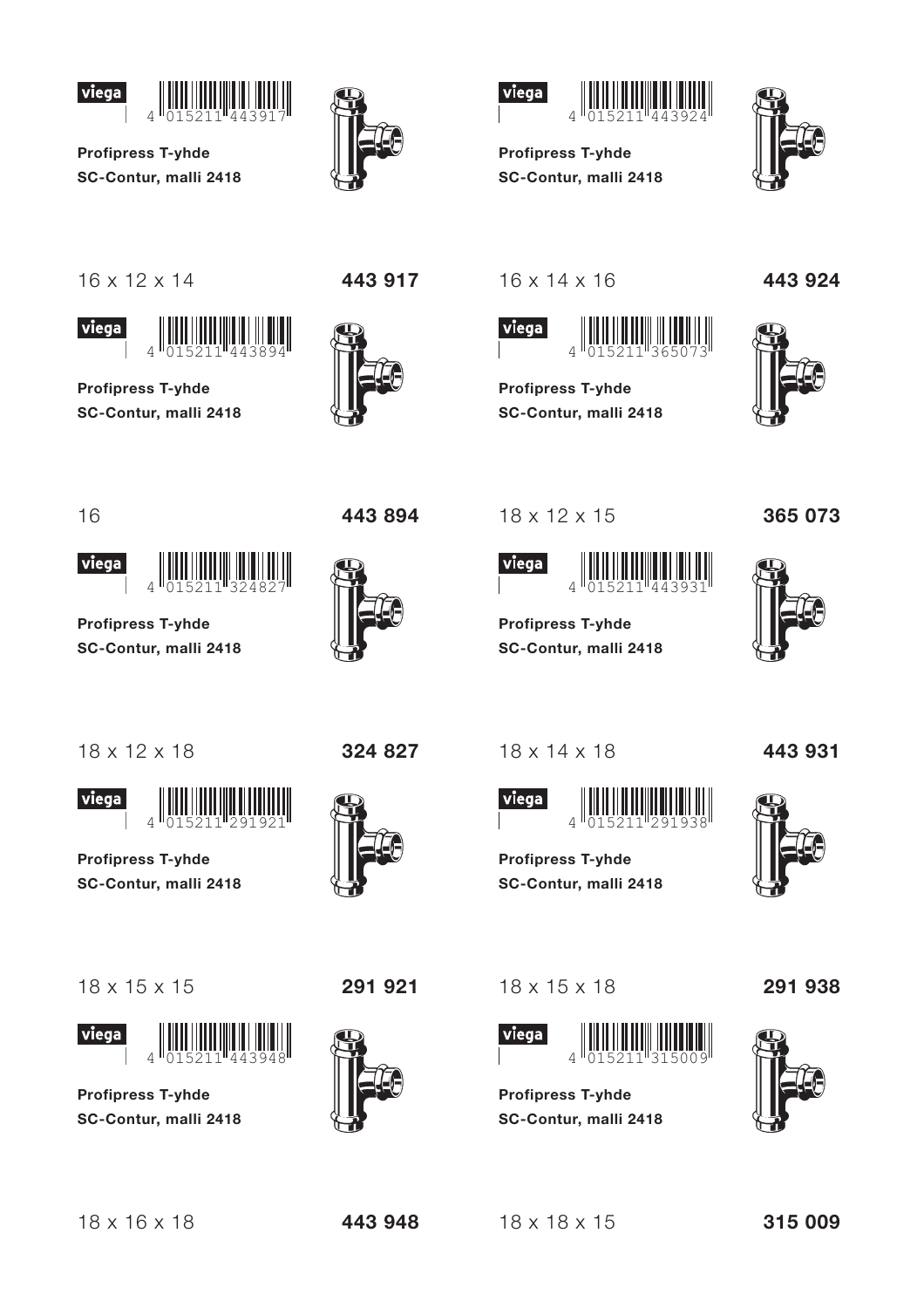viega 4 015211 443917

**Profipress T-yhde**
**SC-Contur, malli 2418**

16 x 12 x 14 **443 917**

viega 4 015211 443924

**Profipress T-yhde**
**SC-Contur, malli 2418**

16 x 14 x 16 **443 924**

viega 4 015211 443894

**Profipress T-yhde**
**SC-Contur, malli 2418**

16 **443 894**

viega 4 015211 365073

**Profipress T-yhde**
**SC-Contur, malli 2418**

18 x 12 x 15 **365 073**

viega 4 015211 324827

**Profipress T-yhde**
**SC-Contur, malli 2418**

18 x 12 x 18 **324 827**

viega 4 015211 443931

**Profipress T-yhde**
**SC-Contur, malli 2418**

18 x 14 x 18 **443 931**

viega 4 015211 291921

**Profipress T-yhde**
**SC-Contur, malli 2418**

18 x 15 x 15 **291 921**

viega 4 015211 291938

**Profipress T-yhde**
**SC-Contur, malli 2418**

18 x 15 x 18 **291 938**

viega 4 015211 443948

**Profipress T-yhde**
**SC-Contur, malli 2418**

18 x 16 x 18 **443 948**

viega 4 015211 315009

**Profipress T-yhde**
**SC-Contur, malli 2418**

18 x 18 x 15 **315 009**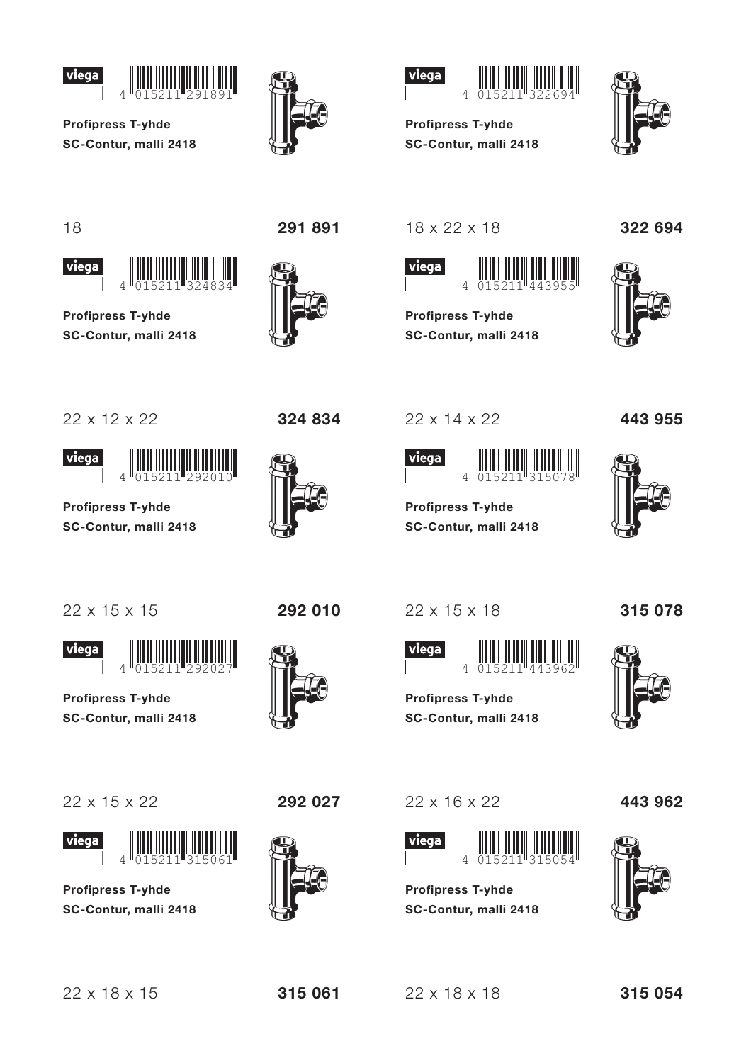viega 4 015211 291891

**Profipress T-yhde**
**SC-Contur, malli 2418**

18 **291 891**

viega 4 015211 322694

**Profipress T-yhde**
**SC-Contur, malli 2418**

18 x 22 x 18 **322 694**

viega 4 015211 324834

**Profipress T-yhde**
**SC-Contur, malli 2418**

22 x 12 x 22 **324 834**

viega 4 015211 443955

**Profipress T-yhde**
**SC-Contur, malli 2418**

22 x 14 x 22 **443 955**

viega 4 015211 292010

**Profipress T-yhde**
**SC-Contur, malli 2418**

22 x 15 x 15 **292 010**

viega 4 015211 315078

**Profipress T-yhde**
**SC-Contur, malli 2418**

22 x 15 x 18 **315 078**

viega 4 015211 292027

**Profipress T-yhde**
**SC-Contur, malli 2418**

22 x 15 x 22 **292 027**

viega 4 015211 443962

**Profipress T-yhde**
**SC-Contur, malli 2418**

22 x 16 x 22 **443 962**

viega 4 015211 315061

**Profipress T-yhde**
**SC-Contur, malli 2418**

22 x 18 x 15 **315 061**

viega 4 015211 315054

**Profipress T-yhde**
**SC-Contur, malli 2418**

22 x 18 x 18 **315 054**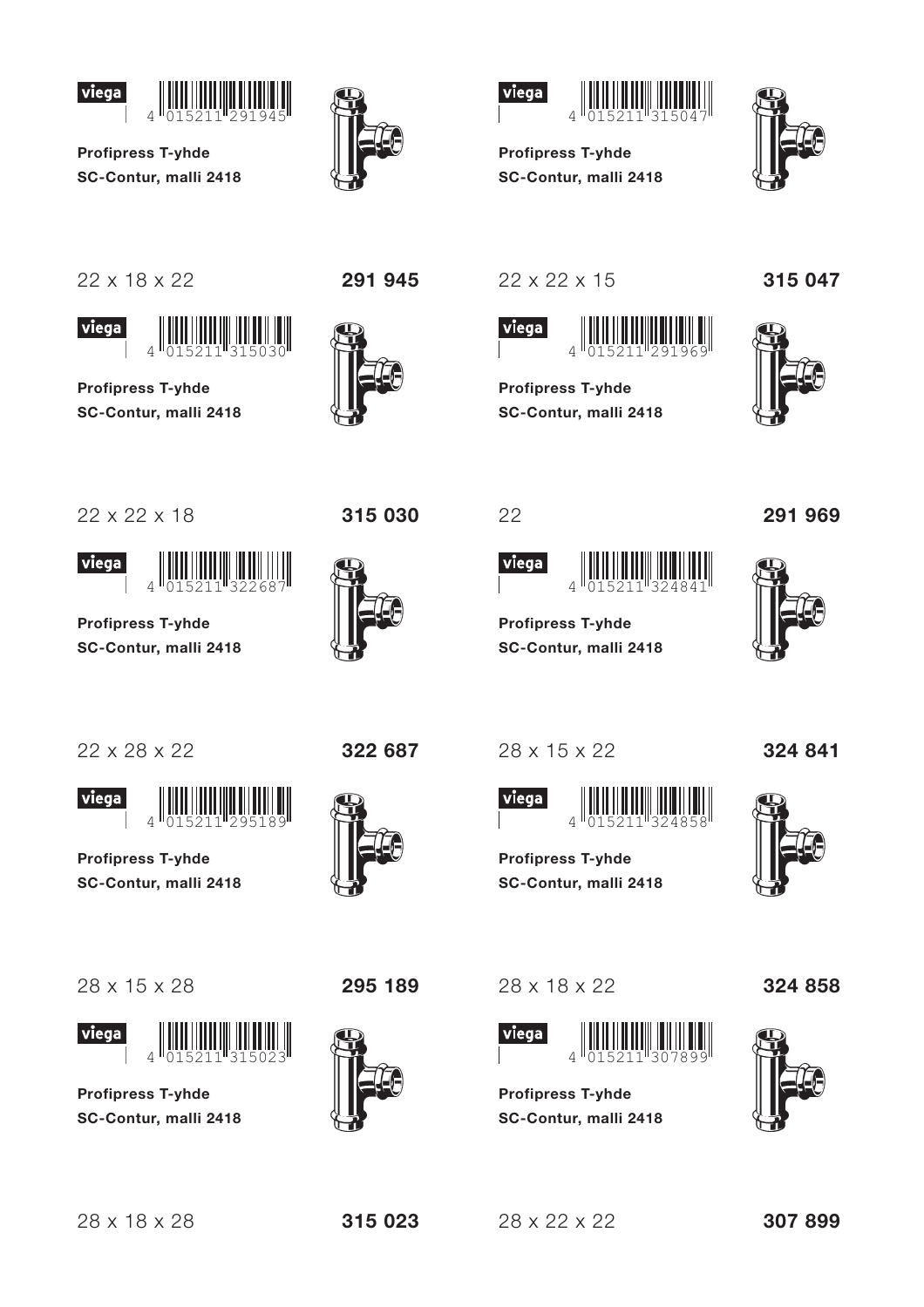viega

4 015211 291945

**Profipress T-yhde**
**SC-Contur, malli 2418**

22 x 18 x 22 **291 945**

viega

4 015211 315047

**Profipress T-yhde**
**SC-Contur, malli 2418**

22 x 22 x 15 **315 047**

viega

4 015211 315030

**Profipress T-yhde**
**SC-Contur, malli 2418**

22 x 22 x 18 **315 030**

viega

4 015211 291969

**Profipress T-yhde**
**SC-Contur, malli 2418**

22 **291 969**

viega

4 015211 322687

**Profipress T-yhde**
**SC-Contur, malli 2418**

22 x 28 x 22 **322 687**

viega

4 015211 324841

**Profipress T-yhde**
**SC-Contur, malli 2418**

28 x 15 x 22 **324 841**

viega

4 015211 295189

**Profipress T-yhde**
**SC-Contur, malli 2418**

28 x 15 x 28 **295 189**

viega

4 015211 324858

**Profipress T-yhde**
**SC-Contur, malli 2418**

28 x 18 x 22 **324 858**

viega

4 015211 315023

**Profipress T-yhde**
**SC-Contur, malli 2418**

28 x 18 x 28 **315 023**

viega

4 015211 307899

**Profipress T-yhde**
**SC-Contur, malli 2418**

28 x 22 x 22 **307 899**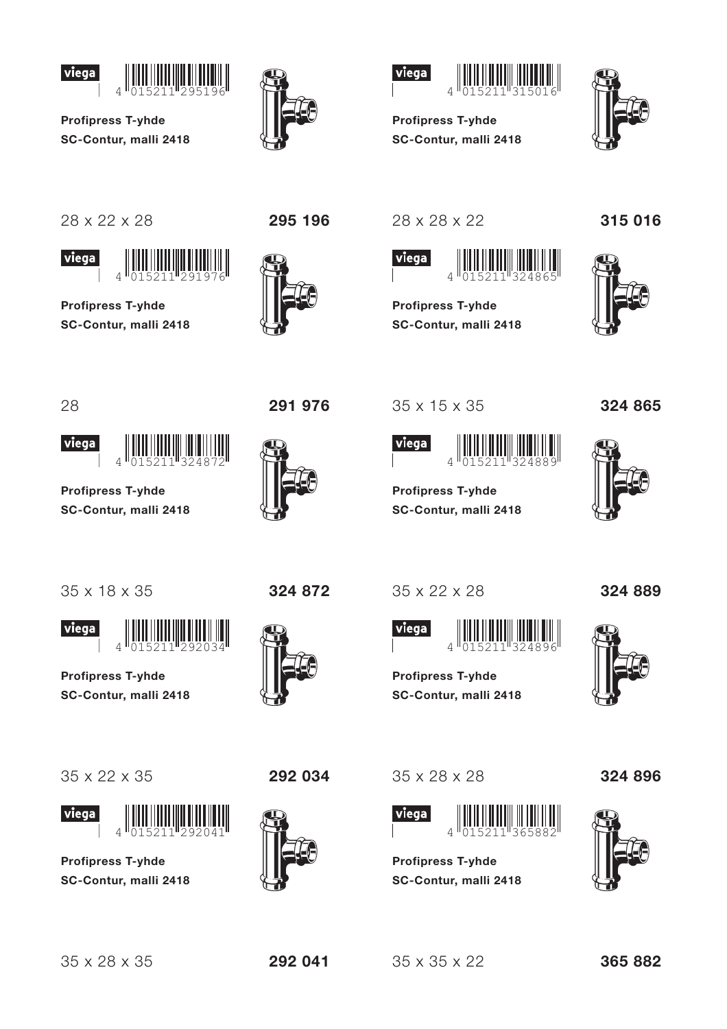viega 4 015211 295196

**Profipress T-yhde**
**SC-Contur, malli 2418**

28 x 22 x 28 **295 196**

viega 4 015211 315016

**Profipress T-yhde**
**SC-Contur, malli 2418**

28 x 28 x 22 **315 016**

viega 4 015211 291976

**Profipress T-yhde**
**SC-Contur, malli 2418**

28 **291 976**

viega 4 015211 324865

**Profipress T-yhde**
**SC-Contur, malli 2418**

35 x 15 x 35 **324 865**

viega 4 015211 324872

**Profipress T-yhde**
**SC-Contur, malli 2418**

35 x 18 x 35 **324 872**

viega 4 015211 324889

**Profipress T-yhde**
**SC-Contur, malli 2418**

35 x 22 x 28 **324 889**

viega 4 015211 292034

**Profipress T-yhde**
**SC-Contur, malli 2418**

35 x 22 x 35 **292 034**

viega 4 015211 324896

**Profipress T-yhde**
**SC-Contur, malli 2418**

35 x 28 x 28 **324 896**

viega 4 015211 292041

**Profipress T-yhde**
**SC-Contur, malli 2418**

35 x 28 x 35 **292 041**

viega 4 015211 365882

**Profipress T-yhde**
**SC-Contur, malli 2418**

35 x 35 x 22 **365 882**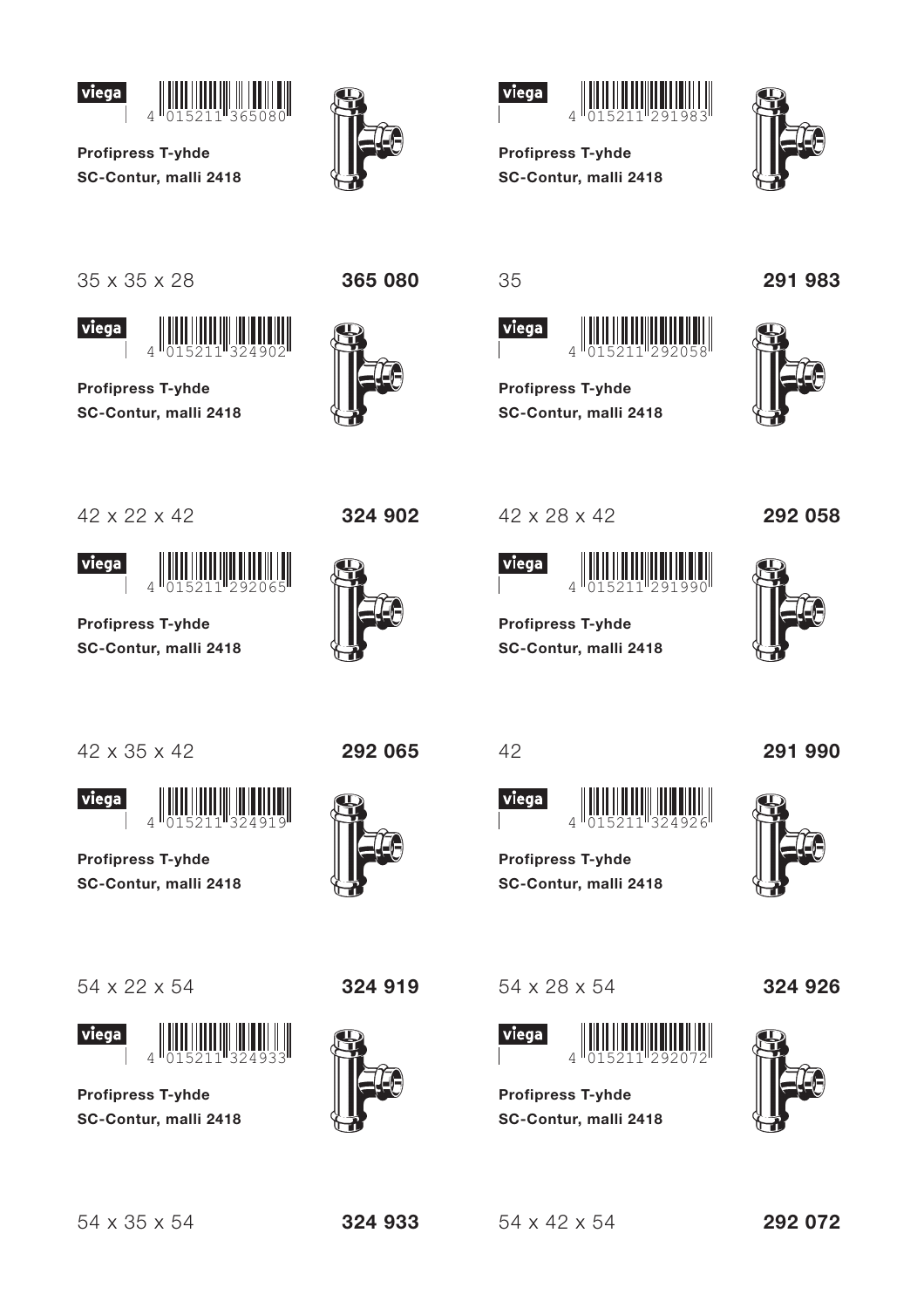viega 4 015211 365080

**Profipress T-yhde**
**SC-Contur, malli 2418**

35 x 35 x 28 **365 080**

viega 4 015211 291983

**Profipress T-yhde**
**SC-Contur, malli 2418**

35 **291 983**

viega 4 015211 324902

**Profipress T-yhde**
**SC-Contur, malli 2418**

42 x 22 x 42 **324 902**

viega 4 015211 292058

**Profipress T-yhde**
**SC-Contur, malli 2418**

42 x 28 x 42 **292 058**

viega 4 015211 292065

**Profipress T-yhde**
**SC-Contur, malli 2418**

42 x 35 x 42 **292 065**

viega 4 015211 291990

**Profipress T-yhde**
**SC-Contur, malli 2418**

42 **291 990**

viega 4 015211 324919

**Profipress T-yhde**
**SC-Contur, malli 2418**

54 x 22 x 54 **324 919**

viega 4 015211 324926

**Profipress T-yhde**
**SC-Contur, malli 2418**

54 x 28 x 54 **324 926**

viega 4 015211 324933

**Profipress T-yhde**
**SC-Contur, malli 2418**

54 x 35 x 54 **324 933**

viega 4 015211 292072

**Profipress T-yhde**
**SC-Contur, malli 2418**

54 x 42 x 54 **292 072**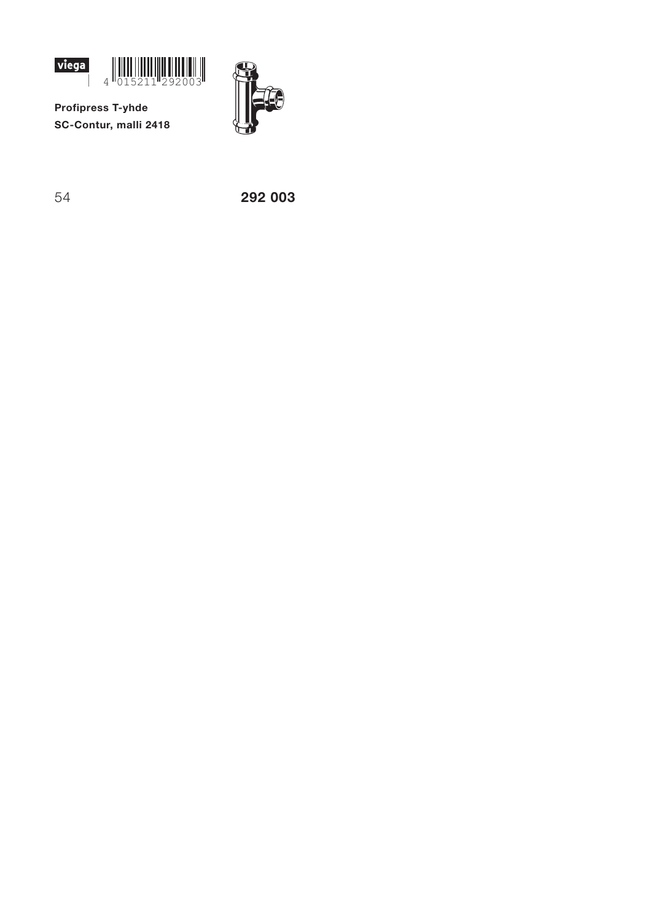viega

4 015211 292003

**Profipress T-yhde**
**SC-Contur, malli 2418**

54 **292 003**